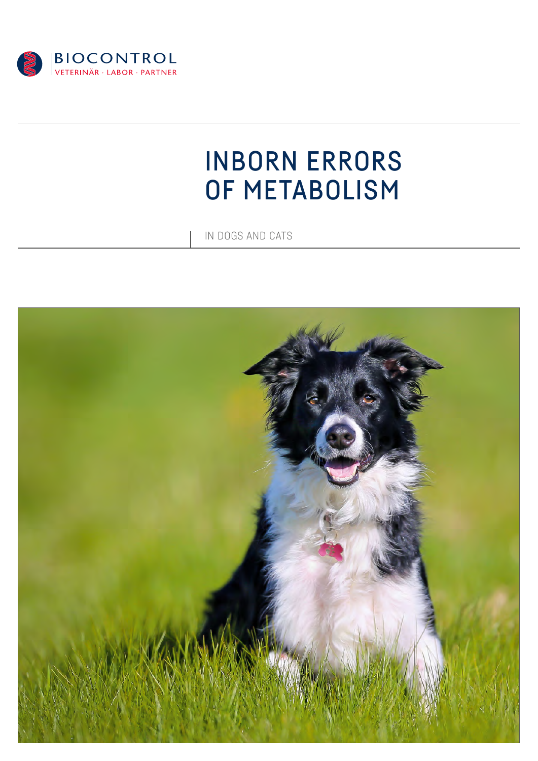BIOCONTROL

VETERINÄR · LABOR · PARTNER

# INBORN ERRORS OF METABOLISM

IN DOGS AND CATS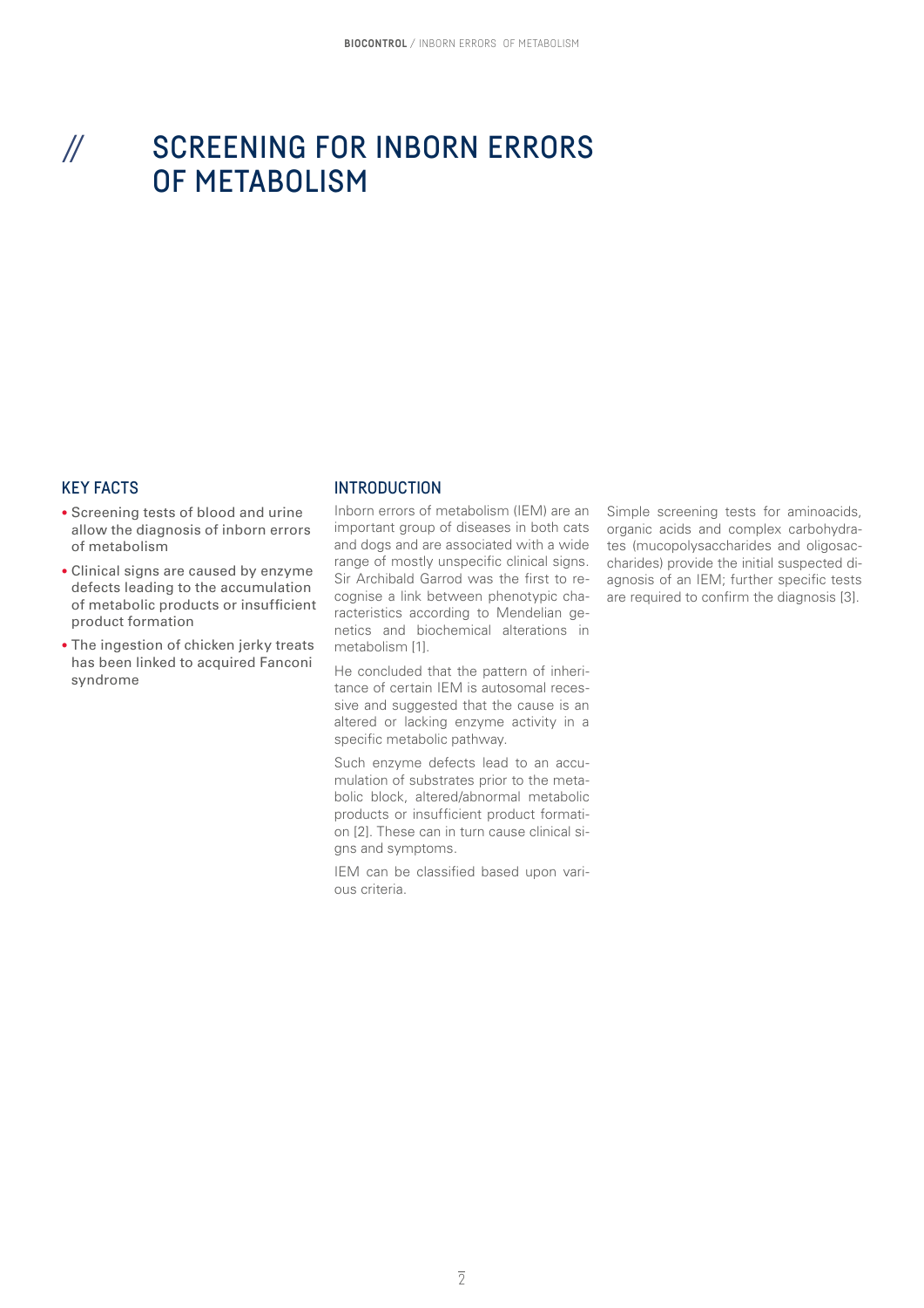# SCREENING FOR INBORN ERRORS OF METABOLISM

## KEY FACTS

- Screening tests of blood and urine allow the diagnosis of inborn errors of metabolism
- Clinical signs are caused by enzyme defects leading to the accumulation of metabolic products or insufficient product formation
- The ingestion of chicken jerky treats has been linked to acquired Fanconi syndrome

## INTRODUCTION

Inborn errors of metabolism (IEM) are an important group of diseases in both cats and dogs and are associated with a wide range of mostly unspecific clinical signs. Sir Archibald Garrod was the first to recognise a link between phenotypic characteristics according to Mendelian genetics and biochemical alterations in metabolism [1].

He concluded that the pattern of inheritance of certain IEM is autosomal recessive and suggested that the cause is an altered or lacking enzyme activity in a specific metabolic pathway.

Such enzyme defects lead to an accumulation of substrates prior to the metabolic block, altered/abnormal metabolic products or insufficient product formation [2]. These can in turn cause clinical signs and symptoms.

IEM can be classified based upon various criteria.

Simple screening tests for aminoacids, organic acids and complex carbohydrates (mucopolysaccharides and oligosaccharides) provide the initial suspected diagnosis of an IEM; further specific tests are required to confirm the diagnosis [3].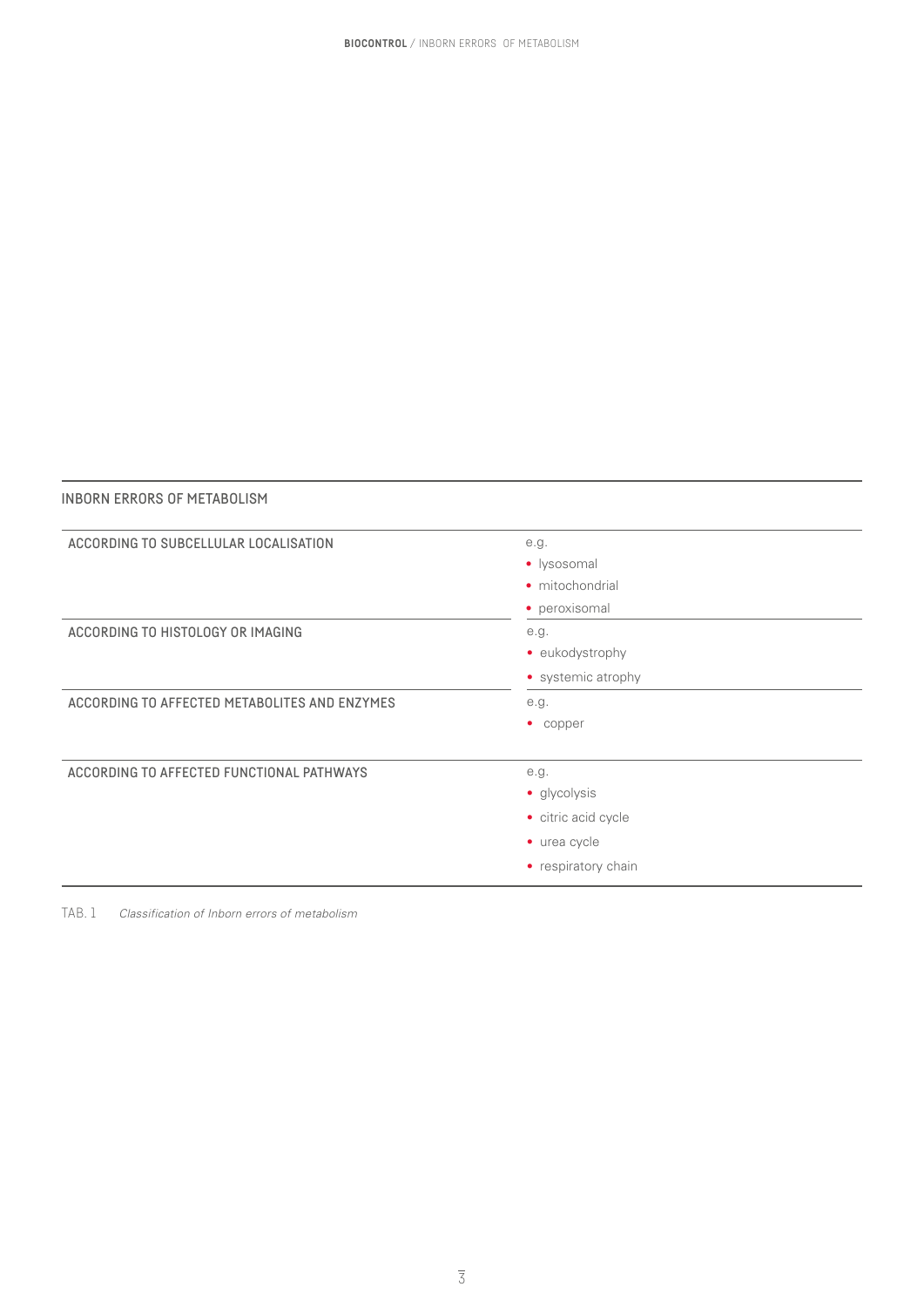| INBORN ERRORS OF METABOLISM | |
| --- | --- |
| ACCORDING TO SUBCELLULAR LOCALISATION | e.g.<br>• lysosomal<br>• mitochondrial<br>• peroxisomal |
| ACCORDING TO HISTOLOGY OR IMAGING | e.g.<br>• eukodystrophy<br>• systemic atrophy |
| ACCORDING TO AFFECTED METABOLITES AND ENZYMES | e.g.<br>• copper |
| ACCORDING TO AFFECTED FUNCTIONAL PATHWAYS | e.g.<br>• glycolysis<br>• citric acid cycle<br>• urea cycle<br>• respiratory chain |

TAB. 1 *Classification of Inborn errors of metabolism*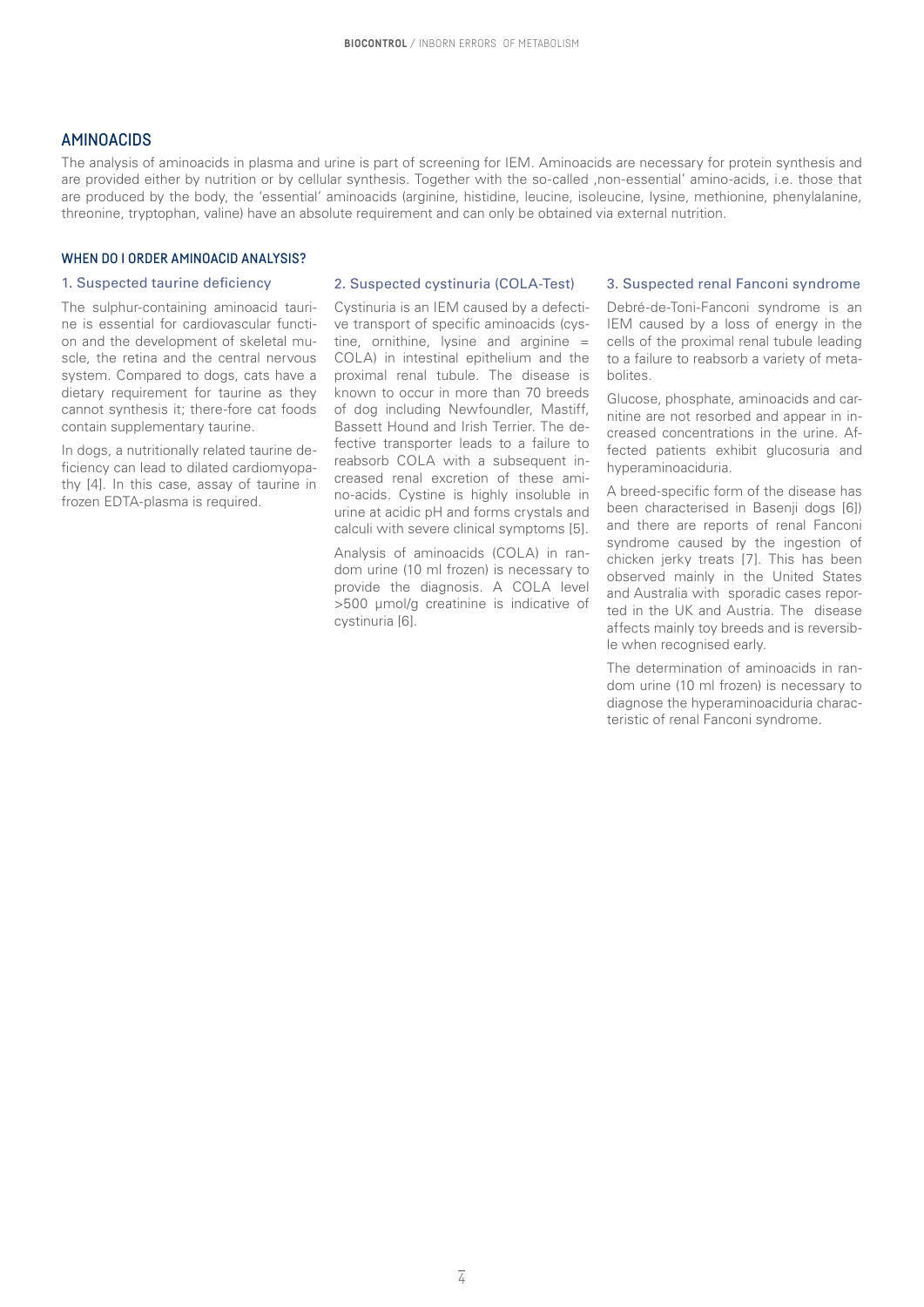## AMINOACIDS

The analysis of aminoacids in plasma and urine is part of screening for IEM. Aminoacids are necessary for protein synthesis and are provided either by nutrition or by cellular synthesis. Together with the so-called ‚non-essential' amino-acids, i.e. those that are produced by the body, the 'essential' aminoacids (arginine, histidine, leucine, isoleucine, lysine, methionine, phenylalanine, threonine, tryptophan, valine) have an absolute requirement and can only be obtained via external nutrition.

### WHEN DO I ORDER AMINOACID ANALYSIS?

#### 1. Suspected taurine deficiency

The sulphur-containing aminoacid taurine is essential for cardiovascular function and the development of skeletal muscle, the retina and the central nervous system. Compared to dogs, cats have a dietary requirement for taurine as they cannot synthesis it; there-fore cat foods contain supplementary taurine.

In dogs, a nutritionally related taurine deficiency can lead to dilated cardiomyopathy [4]. In this case, assay of taurine in frozen EDTA-plasma is required.

#### 2. Suspected cystinuria (COLA-Test)

Cystinuria is an IEM caused by a defective transport of specific aminoacids (cystine, ornithine, lysine and arginine = COLA) in intestinal epithelium and the proximal renal tubule. The disease is known to occur in more than 70 breeds of dog including Newfoundler, Mastiff, Bassett Hound and Irish Terrier. The defective transporter leads to a failure to reabsorb COLA with a subsequent increased renal excretion of these amino-acids. Cystine is highly insoluble in urine at acidic pH and forms crystals and calculi with severe clinical symptoms [5].

Analysis of aminoacids (COLA) in random urine (10 ml frozen) is necessary to provide the diagnosis. A COLA level >500 µmol/g creatinine is indicative of cystinuria [6].

#### 3. Suspected renal Fanconi syndrome

Debré-de-Toni-Fanconi syndrome is an IEM caused by a loss of energy in the cells of the proximal renal tubule leading to a failure to reabsorb a variety of metabolites.

Glucose, phosphate, aminoacids and carnitine are not resorbed and appear in increased concentrations in the urine. Affected patients exhibit glucosuria and hyperaminoaciduria.

A breed-specific form of the disease has been characterised in Basenji dogs [6]) and there are reports of renal Fanconi syndrome caused by the ingestion of chicken jerky treats [7]. This has been observed mainly in the United States and Australia with sporadic cases reported in the UK and Austria. The disease affects mainly toy breeds and is reversible when recognised early.

The determination of aminoacids in random urine (10 ml frozen) is necessary to diagnose the hyperaminoaciduria characteristic of renal Fanconi syndrome.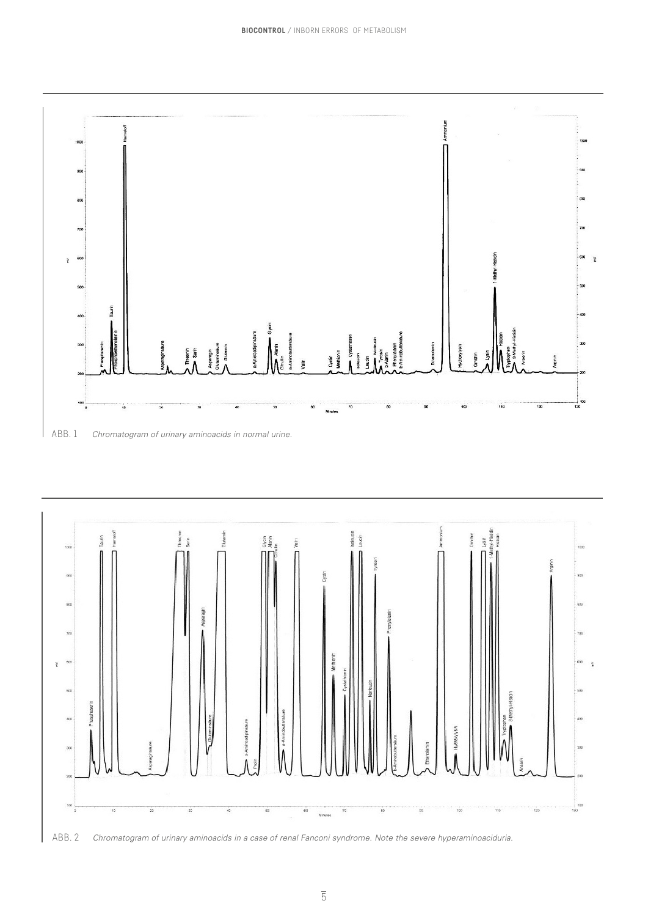ABB. 1 *Chromatogram of urinary aminoacids in normal urine.*

ABB. 2 *Chromatogram of urinary aminoacids in a case of renal Fanconi syndrome. Note the severe hyperaminoaciduria.*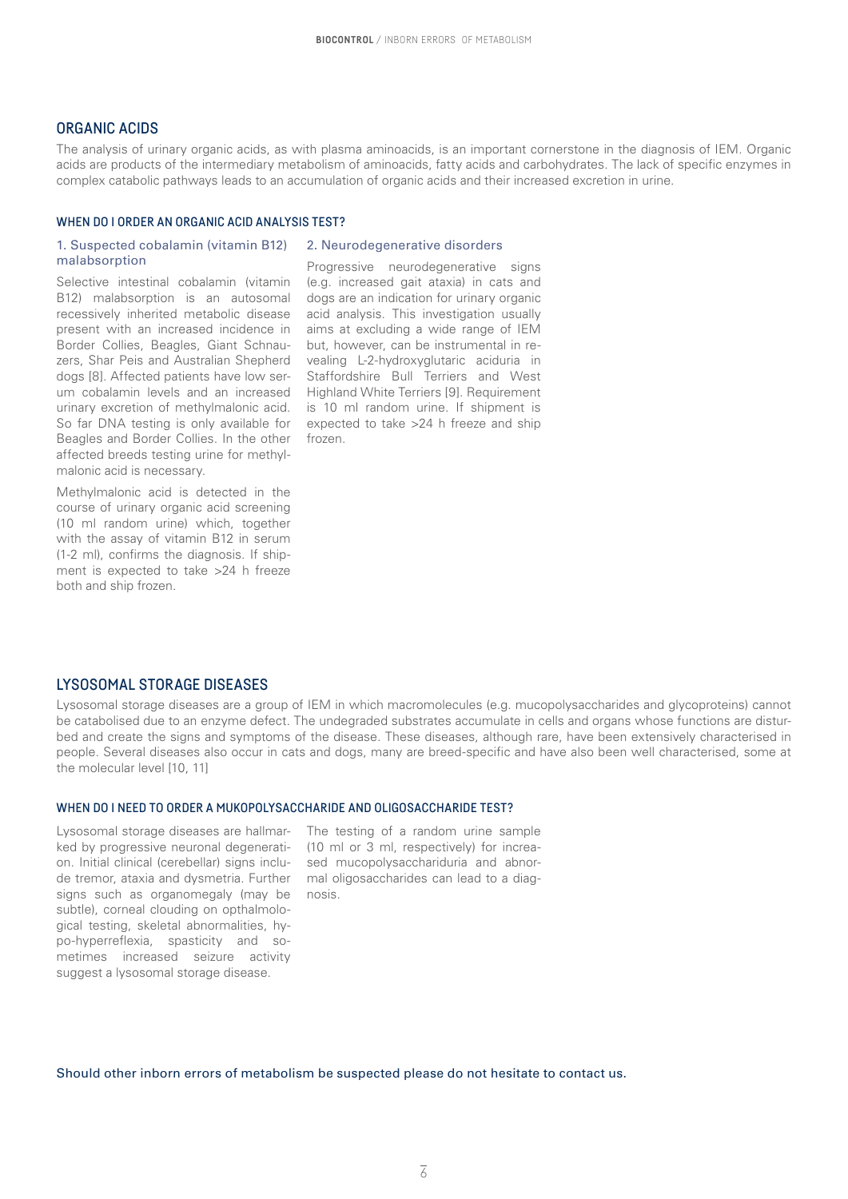## ORGANIC ACIDS

The analysis of urinary organic acids, as with plasma aminoacids, is an important cornerstone in the diagnosis of IEM. Organic acids are products of the intermediary metabolism of aminoacids, fatty acids and carbohydrates. The lack of specific enzymes in complex catabolic pathways leads to an accumulation of organic acids and their increased excretion in urine.

### WHEN DO I ORDER AN ORGANIC ACID ANALYSIS TEST?

#### 1. Suspected cobalamin (vitamin B12) malabsorption

Selective intestinal cobalamin (vitamin B12) malabsorption is an autosomal recessively inherited metabolic disease present with an increased incidence in Border Collies, Beagles, Giant Schnauzers, Shar Peis and Australian Shepherd dogs [8]. Affected patients have low serum cobalamin levels and an increased urinary excretion of methylmalonic acid. So far DNA testing is only available for Beagles and Border Collies. In the other affected breeds testing urine for methylmalonic acid is necessary.

Methylmalonic acid is detected in the course of urinary organic acid screening (10 ml random urine) which, together with the assay of vitamin B12 in serum (1-2 ml), confirms the diagnosis. If shipment is expected to take >24 h freeze both and ship frozen.

#### 2. Neurodegenerative disorders

Progressive neurodegenerative signs (e.g. increased gait ataxia) in cats and dogs are an indication for urinary organic acid analysis. This investigation usually aims at excluding a wide range of IEM but, however, can be instrumental in revealing L-2-hydroxyglutaric aciduria in Staffordshire Bull Terriers and West Highland White Terriers [9]. Requirement is 10 ml random urine. If shipment is expected to take >24 h freeze and ship frozen.

## LYSOSOMAL STORAGE DISEASES

Lysosomal storage diseases are a group of IEM in which macromolecules (e.g. mucopolysaccharides and glycoproteins) cannot be catabolised due to an enzyme defect. The undegraded substrates accumulate in cells and organs whose functions are disturbed and create the signs and symptoms of the disease. These diseases, although rare, have been extensively characterised in people. Several diseases also occur in cats and dogs, many are breed-specific and have also been well characterised, some at the molecular level [10, 11]

### WHEN DO I NEED TO ORDER A MUKOPOLYSACCHARIDE AND OLIGOSACCHARIDE TEST?

Lysosomal storage diseases are hallmarked by progressive neuronal degeneration. Initial clinical (cerebellar) signs include tremor, ataxia and dysmetria. Further signs such as organomegaly (may be subtle), corneal clouding on opthalmological testing, skeletal abnormalities, hypo-hyperreflexia, spasticity and sometimes increased seizure activity suggest a lysosomal storage disease.

The testing of a random urine sample (10 ml or 3 ml, respectively) for increased mucopolysacchariduria and abnormal oligosaccharides can lead to a diagnosis.

Should other inborn errors of metabolism be suspected please do not hesitate to contact us.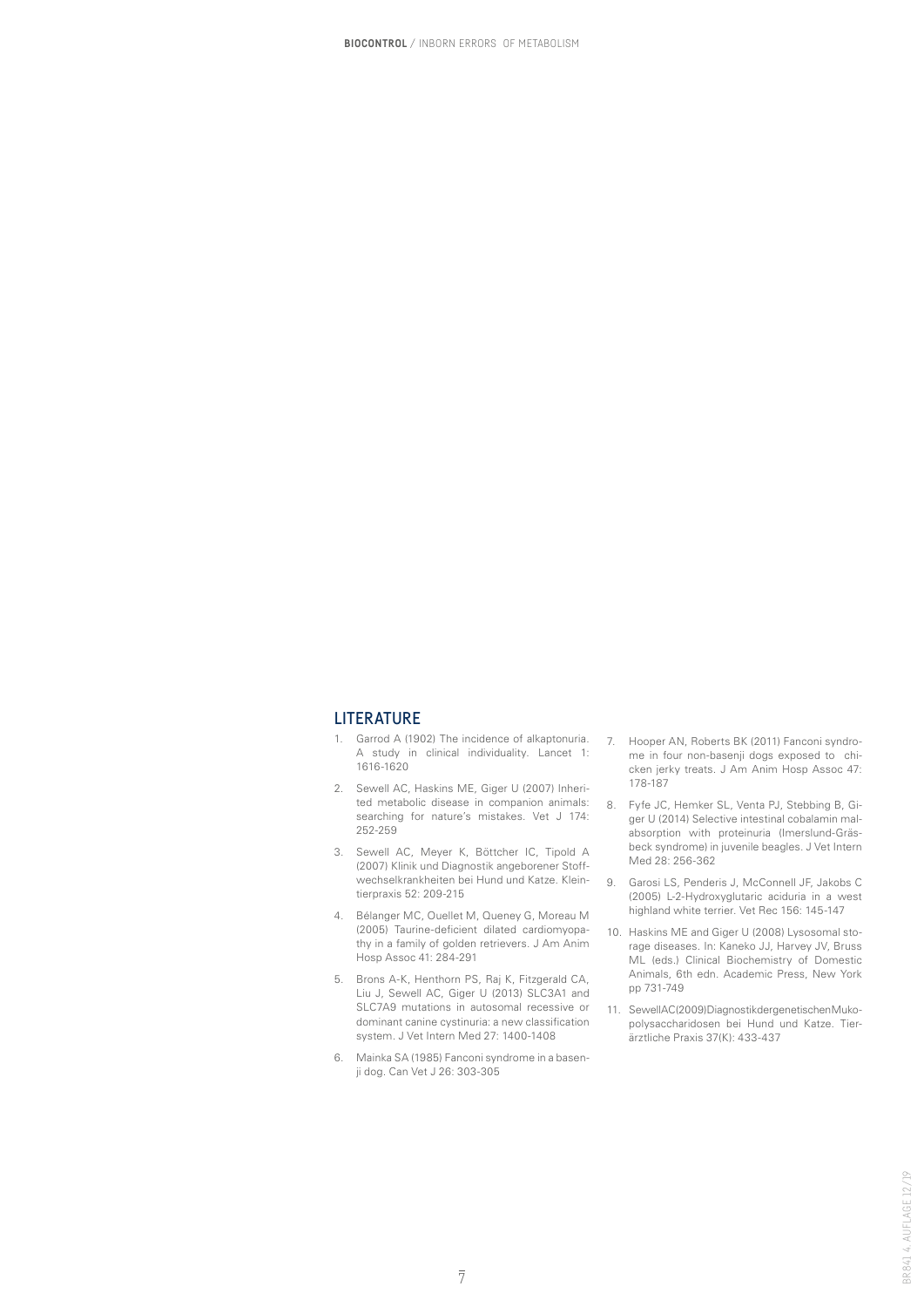## LITERATURE

1. Garrod A (1902) The incidence of alkaptonuria. A study in clinical individuality. Lancet 1: 1616-1620
2. Sewell AC, Haskins ME, Giger U (2007) Inherited metabolic disease in companion animals: searching for nature's mistakes. Vet J 174: 252-259
3. Sewell AC, Meyer K, Böttcher IC, Tipold A (2007) Klinik und Diagnostik angeborener Stoffwechselkrankheiten bei Hund und Katze. Kleintierpraxis 52: 209-215
4. Bélanger MC, Ouellet M, Queney G, Moreau M (2005) Taurine-deficient dilated cardiomyopathy in a family of golden retrievers. J Am Anim Hosp Assoc 41: 284-291
5. Brons A-K, Henthorn PS, Raj K, Fitzgerald CA, Liu J, Sewell AC, Giger U (2013) SLC3A1 and SLC7A9 mutations in autosomal recessive or dominant canine cystinuria: a new classification system. J Vet Intern Med 27: 1400-1408
6. Mainka SA (1985) Fanconi syndrome in a basenji dog. Can Vet J 26: 303-305
7. Hooper AN, Roberts BK (2011) Fanconi syndrome in four non-basenji dogs exposed to chicken jerky treats. J Am Anim Hosp Assoc 47: 178-187
8. Fyfe JC, Hemker SL, Venta PJ, Stebbing B, Giger U (2014) Selective intestinal cobalamin malabsorption with proteinuria (Imerslund-Gräsbeck syndrome) in juvenile beagles. J Vet Intern Med 28: 256-362
9. Garosi LS, Penderis J, McConnell JF, Jakobs C (2005) L-2-Hydroxyglutaric aciduria in a west highland white terrier. Vet Rec 156: 145-147
10. Haskins ME and Giger U (2008) Lysosomal storage diseases. In: Kaneko JJ, Harvey JV, Bruss ML (eds.) Clinical Biochemistry of Domestic Animals, 6th edn. Academic Press, New York pp 731-749
11. SewellAC(2009)DiagnostikdergenetischenMukopolysaccharidosen bei Hund und Katze. Tierärztliche Praxis 37(K): 433-437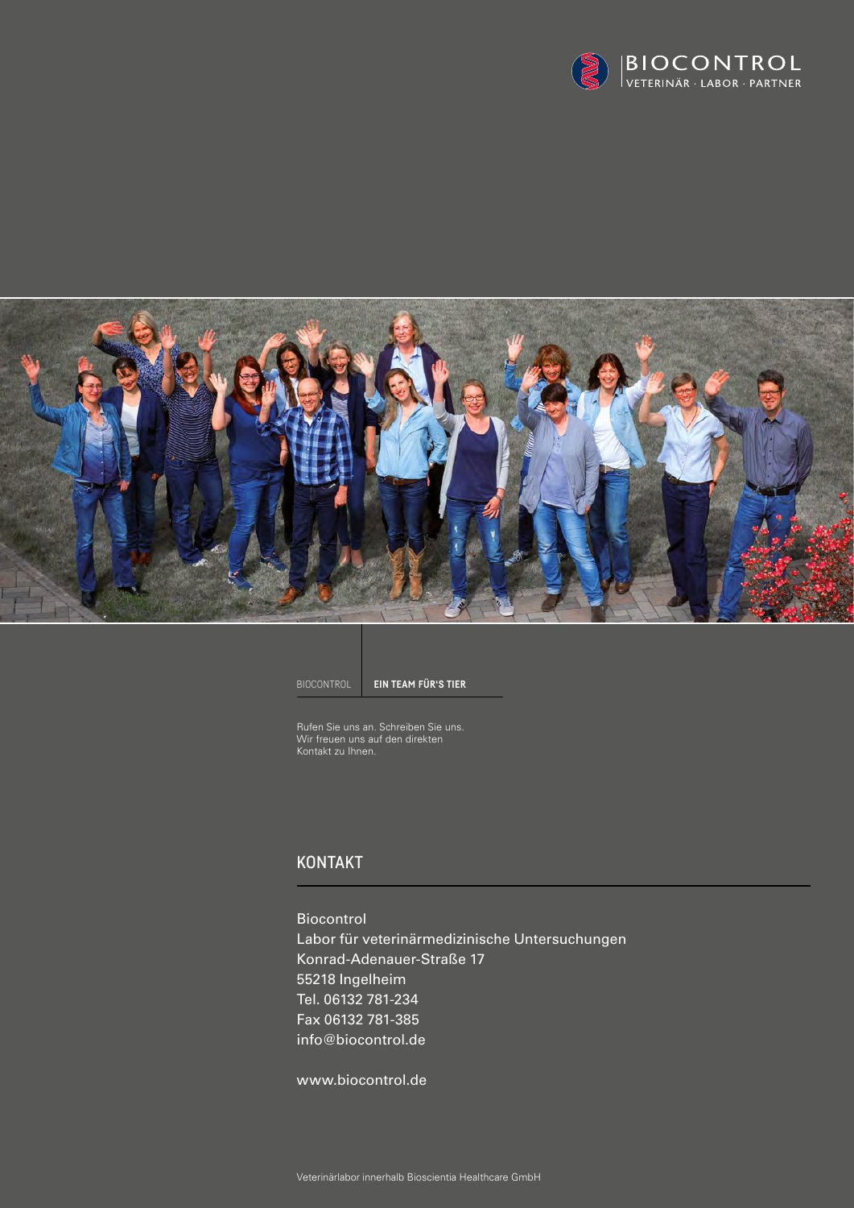BIOCONTROL
VETERINÄR · LABOR · PARTNER

BIOCONTROL | **EIN TEAM FÜR'S TIER**

Rufen Sie uns an. Schreiben Sie uns.
Wir freuen uns auf den direkten
Kontakt zu Ihnen.

## KONTAKT

Biocontrol
Labor für veterinärmedizinische Untersuchungen
Konrad-Adenauer-Straße 17
55218 Ingelheim
Tel. 06132 781-234
Fax 06132 781-385
info@biocontrol.de

www.biocontrol.de

Veterinärlabor innerhalb Bioscientia Healthcare GmbH